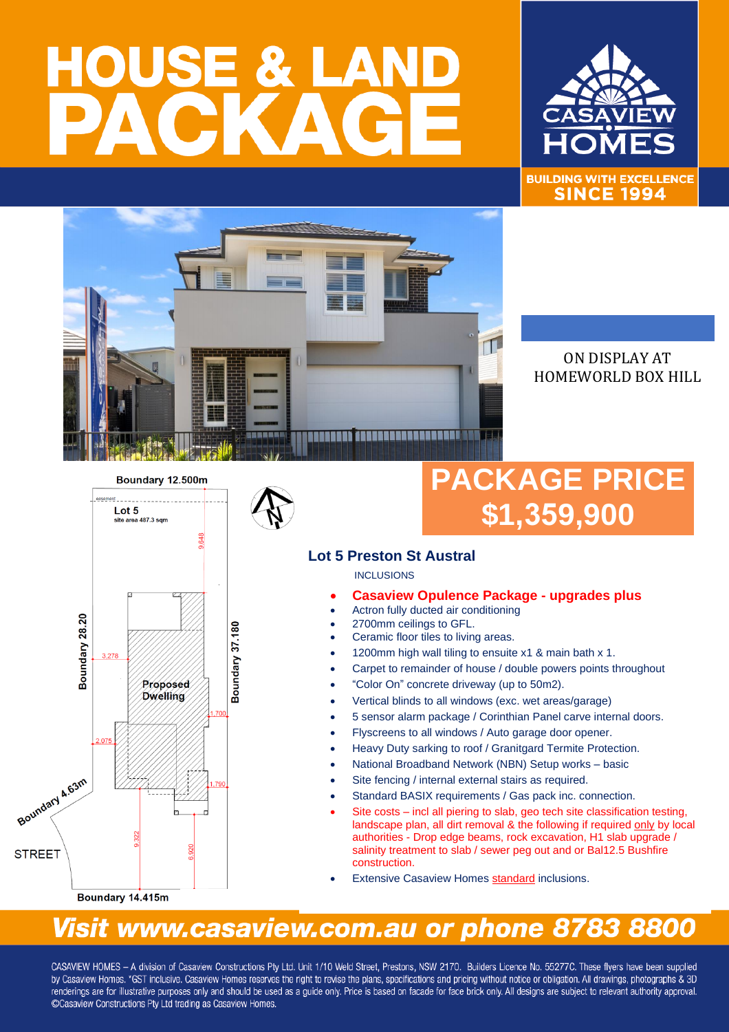# HOUSE & LAND PACKAGE

CASAVIEW HOMES

BUILDING WITH EXCELLENCE SINCE 1994

ON DISPLAY AT HOMEWORLD BOX HILL

Boundary 12.500m

Lot 5
site area 487.3 sqm

Proposed Dwelling

Boundary 28.20

Boundary 37.180

Boundary 4.63m

STREET

Boundary 14.415m

## PACKAGE PRICE $1,359,900

### Lot 5 Preston St Austral

INCLUSIONS

- **Casaview Opulence Package - upgrades plus**
- Actron fully ducted air conditioning
- 2700mm ceilings to GFL.
- Ceramic floor tiles to living areas.
- 1200mm high wall tiling to ensuite x1 & main bath x 1.
- Carpet to remainder of house / double powers points throughout
- "Color On" concrete driveway (up to 50m2).
- Vertical blinds to all windows (exc. wet areas/garage)
- 5 sensor alarm package / Corinthian Panel carve internal doors.
- Flyscreens to all windows / Auto garage door opener.
- Heavy Duty sarking to roof / Granitgard Termite Protection.
- National Broadband Network (NBN) Setup works – basic
- Site fencing / internal external stairs as required.
- Standard BASIX requirements / Gas pack inc. connection.
- Site costs – incl all piering to slab, geo tech site classification testing, landscape plan, all dirt removal & the following if required only by local authorities - Drop edge beams, rock excavation, H1 slab upgrade / salinity treatment to slab / sewer peg out and or Bal12.5 Bushfire construction.
- Extensive Casaview Homes standard inclusions.

## Visit www.casaview.com.au or phone 8783 8800

CASAVIEW HOMES – A division of Casaview Constructions Pty Ltd. Unit 1/10 Weld Street, Prestons, NSW 2170. Builders Licence No. 55277C. These flyers have been supplied by Casaview Homes. *GST inclusive. Casaview Homes reserves the right to revise the plans, specifications and pricing without notice or obligation. All drawings, photographs & 3D renderings are for illustrative purposes only and should be used as a guide only. Price is based on facade for face brick only. All designs are subject to relevant authority approval. ©Casaview Constructions Pty Ltd trading as Casaview Homes.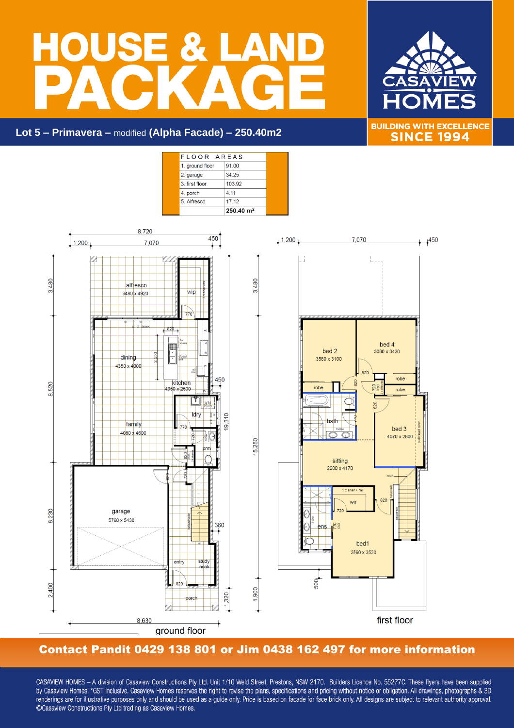# HOUSE & LAND PACKAGE

CASAVIEW HOMES

BUILDING WITH EXCELLENCE SINCE 1994

## Lot 5 – Primavera – modified (Alpha Facade) – 250.40m2

| FLOOR AREAS | |
|---|---|
| 1. ground floor | 91.00 |
| 2. garage | 34.25 |
| 3. first floor | 103.92 |
| 4. porch | 4.11 |
| 5. Alfresco | 17.12 |
| | **250.40 m²** |

ground floor

alfresco 3480 x 4920
wip
dining 4350 x 4000
kitchen 4350 x 2590
family 4080 x 4600
ldry
pm
garage 5760 x 5430
entry
study nook
porch

8,720
1,200
7,070
450
3,480
8,520
6,230
2,400
19,310
1,320
360
8,630

first floor

bed 2 3580 x 3100
bed 4 3080 x 3420
robe
bath
bed 3 4070 x 2800
sitting 2600 x 4170
wir
ens
bed1 3760 x 3530

1,200
7,070
450
3,480
15,250
1,900
500

**Contact Pandit 0429 138 801 or Jim 0438 162 497 for more information**

CASAVIEW HOMES – A division of Casaview Constructions Pty Ltd. Unit 1/10 Weld Street, Prestons, NSW 2170. Builders Licence No. 55277C. These flyers have been supplied by Casaview Homes. *GST inclusive. Casaview Homes reserves the right to revise the plans, specifications and pricing without notice or obligation. All drawings, photographs & 3D renderings are for illustrative purposes only and should be used as a guide only. Price is based on facade for face brick only. All designs are subject to relevant authority approval. ©Casaview Constructions Pty Ltd trading as Casaview Homes.